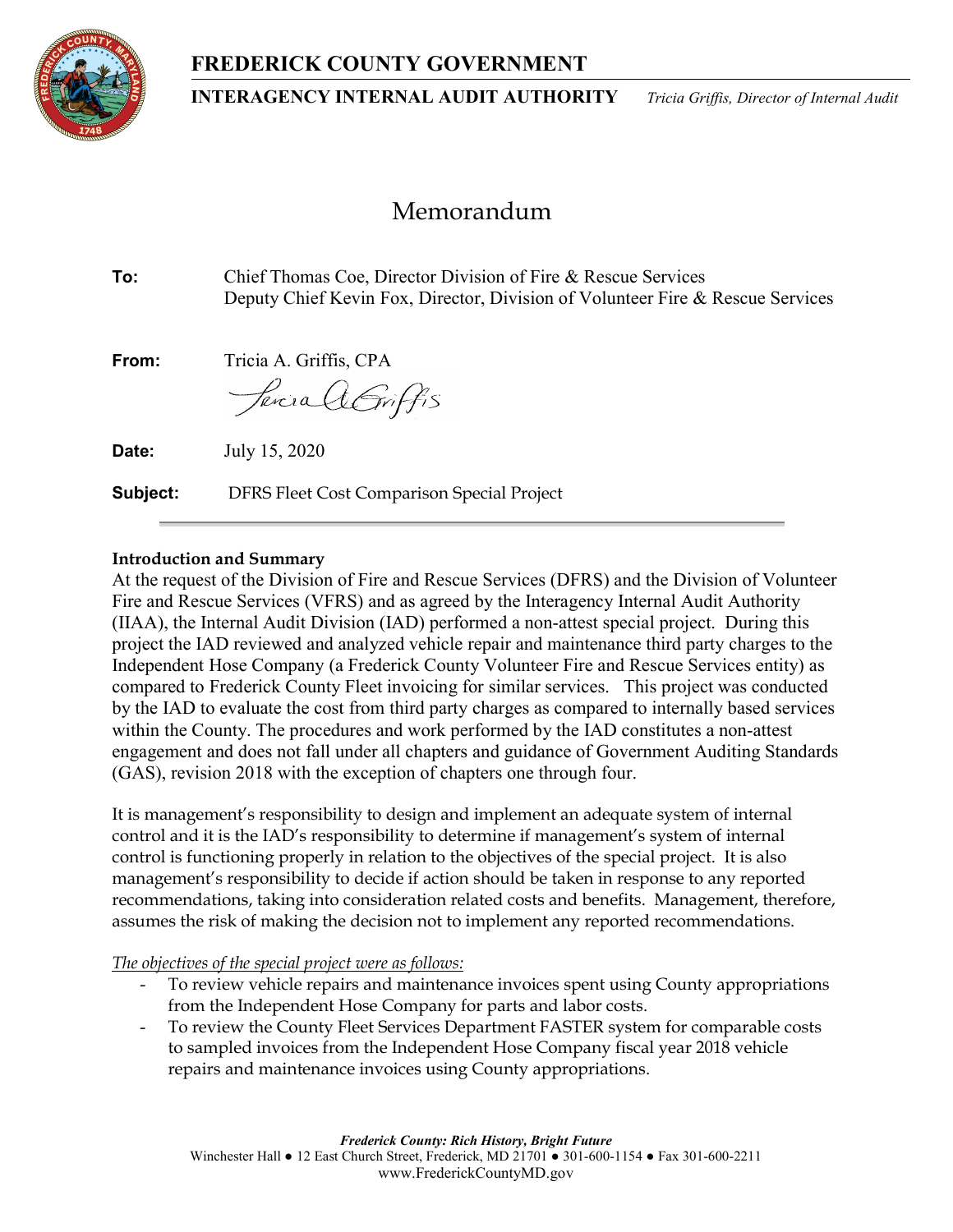# FREDERICK COUNTY GOVERNMENT

**INTERAGENCY INTERNAL AUDIT AUTHORITY** *Tricia Griffis, Director of Internal Audit*

## Memorandum

**To:** Chief Thomas Coe, Director Division of Fire & Rescue Services
Deputy Chief Kevin Fox, Director, Division of Volunteer Fire & Rescue Services

**From:** Tricia A. Griffis, CPA

**Date:** July 15, 2020

**Subject:** DFRS Fleet Cost Comparison Special Project

---

**Introduction and Summary**

At the request of the Division of Fire and Rescue Services (DFRS) and the Division of Volunteer Fire and Rescue Services (VFRS) and as agreed by the Interagency Internal Audit Authority (IIAA), the Internal Audit Division (IAD) performed a non-attest special project. During this project the IAD reviewed and analyzed vehicle repair and maintenance third party charges to the Independent Hose Company (a Frederick County Volunteer Fire and Rescue Services entity) as compared to Frederick County Fleet invoicing for similar services. This project was conducted by the IAD to evaluate the cost from third party charges as compared to internally based services within the County. The procedures and work performed by the IAD constitutes a non-attest engagement and does not fall under all chapters and guidance of Government Auditing Standards (GAS), revision 2018 with the exception of chapters one through four.

It is management's responsibility to design and implement an adequate system of internal control and it is the IAD's responsibility to determine if management's system of internal control is functioning properly in relation to the objectives of the special project. It is also management's responsibility to decide if action should be taken in response to any reported recommendations, taking into consideration related costs and benefits. Management, therefore, assumes the risk of making the decision not to implement any reported recommendations.

*The objectives of the special project were as follows:*

- To review vehicle repairs and maintenance invoices spent using County appropriations from the Independent Hose Company for parts and labor costs.
- To review the County Fleet Services Department FASTER system for comparable costs to sampled invoices from the Independent Hose Company fiscal year 2018 vehicle repairs and maintenance invoices using County appropriations.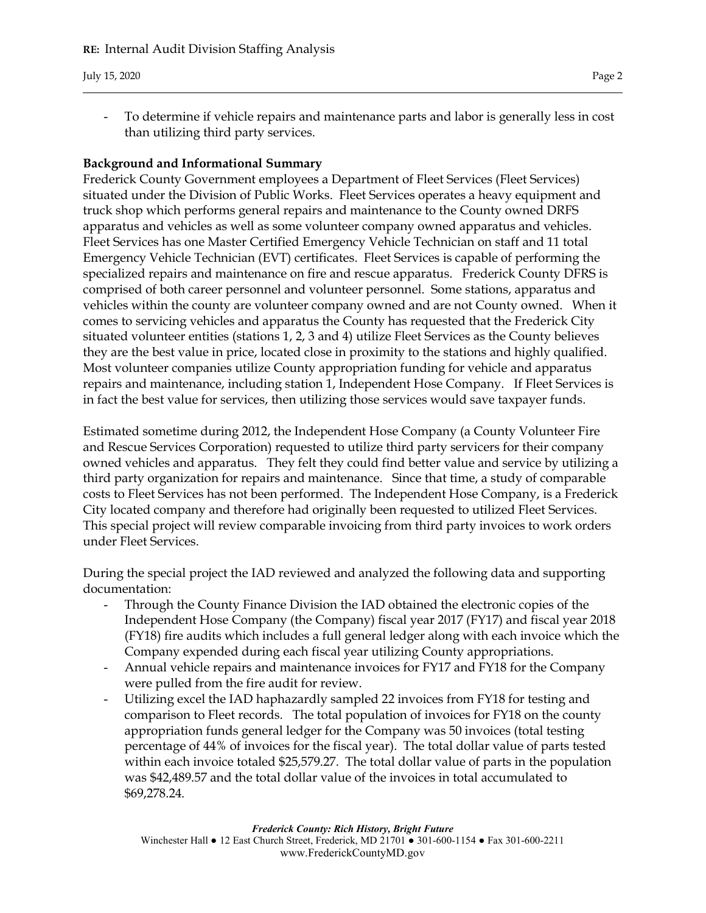- To determine if vehicle repairs and maintenance parts and labor is generally less in cost than utilizing third party services.

**Background and Informational Summary**

Frederick County Government employees a Department of Fleet Services (Fleet Services) situated under the Division of Public Works. Fleet Services operates a heavy equipment and truck shop which performs general repairs and maintenance to the County owned DRFS apparatus and vehicles as well as some volunteer company owned apparatus and vehicles. Fleet Services has one Master Certified Emergency Vehicle Technician on staff and 11 total Emergency Vehicle Technician (EVT) certificates. Fleet Services is capable of performing the specialized repairs and maintenance on fire and rescue apparatus. Frederick County DFRS is comprised of both career personnel and volunteer personnel. Some stations, apparatus and vehicles within the county are volunteer company owned and are not County owned. When it comes to servicing vehicles and apparatus the County has requested that the Frederick City situated volunteer entities (stations 1, 2, 3 and 4) utilize Fleet Services as the County believes they are the best value in price, located close in proximity to the stations and highly qualified. Most volunteer companies utilize County appropriation funding for vehicle and apparatus repairs and maintenance, including station 1, Independent Hose Company. If Fleet Services is in fact the best value for services, then utilizing those services would save taxpayer funds.

Estimated sometime during 2012, the Independent Hose Company (a County Volunteer Fire and Rescue Services Corporation) requested to utilize third party servicers for their company owned vehicles and apparatus. They felt they could find better value and service by utilizing a third party organization for repairs and maintenance. Since that time, a study of comparable costs to Fleet Services has not been performed. The Independent Hose Company, is a Frederick City located company and therefore had originally been requested to utilized Fleet Services. This special project will review comparable invoicing from third party invoices to work orders under Fleet Services.

During the special project the IAD reviewed and analyzed the following data and supporting documentation:

- Through the County Finance Division the IAD obtained the electronic copies of the Independent Hose Company (the Company) fiscal year 2017 (FY17) and fiscal year 2018 (FY18) fire audits which includes a full general ledger along with each invoice which the Company expended during each fiscal year utilizing County appropriations.
- Annual vehicle repairs and maintenance invoices for FY17 and FY18 for the Company were pulled from the fire audit for review.
- Utilizing excel the IAD haphazardly sampled 22 invoices from FY18 for testing and comparison to Fleet records. The total population of invoices for FY18 on the county appropriation funds general ledger for the Company was 50 invoices (total testing percentage of 44% of invoices for the fiscal year). The total dollar value of parts tested within each invoice totaled $25,579.27. The total dollar value of parts in the population was $42,489.57 and the total dollar value of the invoices in total accumulated to $69,278.24.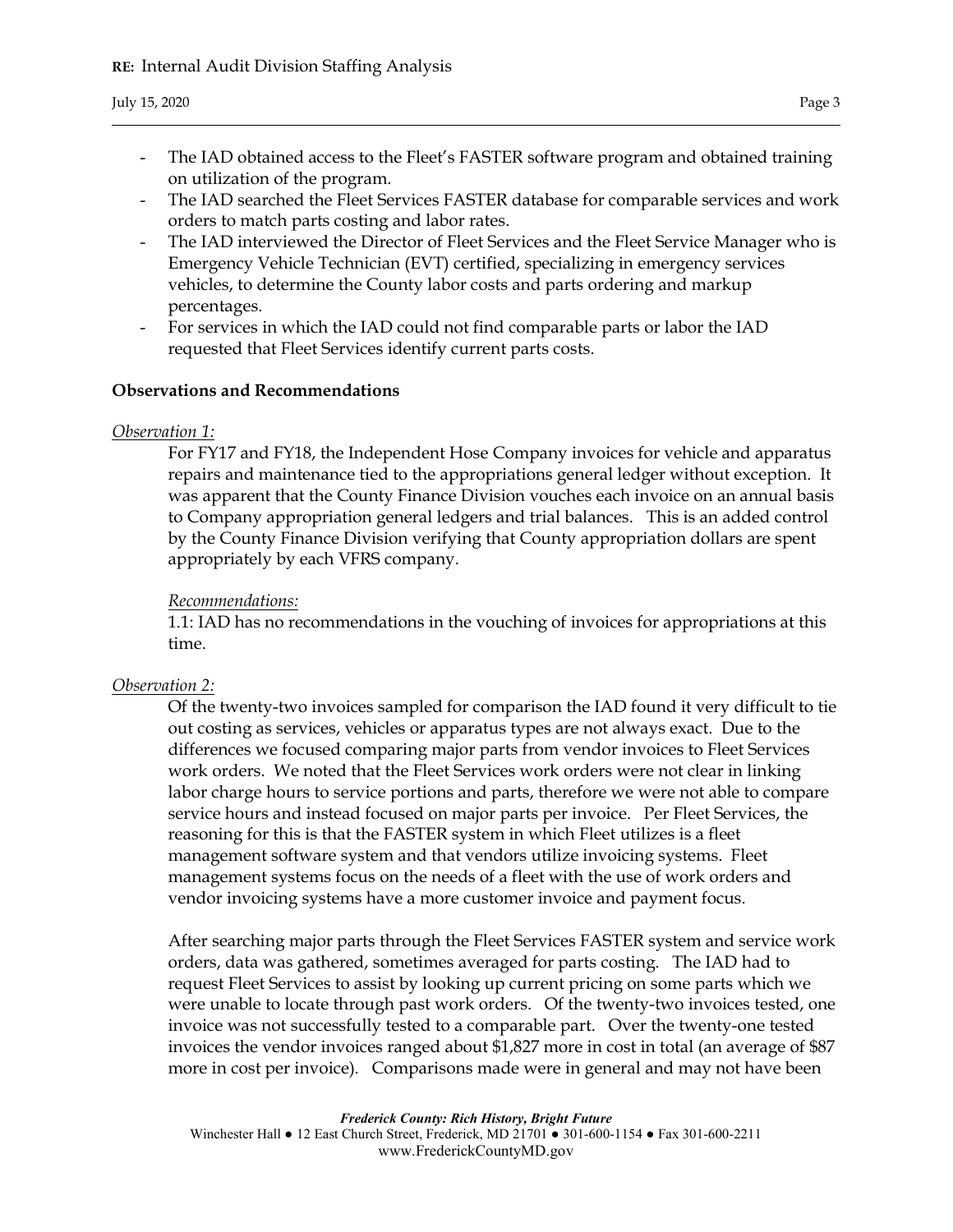- The IAD obtained access to the Fleet's FASTER software program and obtained training on utilization of the program.
- The IAD searched the Fleet Services FASTER database for comparable services and work orders to match parts costing and labor rates.
- The IAD interviewed the Director of Fleet Services and the Fleet Service Manager who is Emergency Vehicle Technician (EVT) certified, specializing in emergency services vehicles, to determine the County labor costs and parts ordering and markup percentages.
- For services in which the IAD could not find comparable parts or labor the IAD requested that Fleet Services identify current parts costs.

**Observations and Recommendations**

*Observation 1:*

For FY17 and FY18, the Independent Hose Company invoices for vehicle and apparatus repairs and maintenance tied to the appropriations general ledger without exception. It was apparent that the County Finance Division vouches each invoice on an annual basis to Company appropriation general ledgers and trial balances. This is an added control by the County Finance Division verifying that County appropriation dollars are spent appropriately by each VFRS company.

*Recommendations:*

1.1: IAD has no recommendations in the vouching of invoices for appropriations at this time.

*Observation 2:*

Of the twenty-two invoices sampled for comparison the IAD found it very difficult to tie out costing as services, vehicles or apparatus types are not always exact. Due to the differences we focused comparing major parts from vendor invoices to Fleet Services work orders. We noted that the Fleet Services work orders were not clear in linking labor charge hours to service portions and parts, therefore we were not able to compare service hours and instead focused on major parts per invoice. Per Fleet Services, the reasoning for this is that the FASTER system in which Fleet utilizes is a fleet management software system and that vendors utilize invoicing systems. Fleet management systems focus on the needs of a fleet with the use of work orders and vendor invoicing systems have a more customer invoice and payment focus.

After searching major parts through the Fleet Services FASTER system and service work orders, data was gathered, sometimes averaged for parts costing. The IAD had to request Fleet Services to assist by looking up current pricing on some parts which we were unable to locate through past work orders. Of the twenty-two invoices tested, one invoice was not successfully tested to a comparable part. Over the twenty-one tested invoices the vendor invoices ranged about $1,827 more in cost in total (an average of $87 more in cost per invoice). Comparisons made were in general and may not have been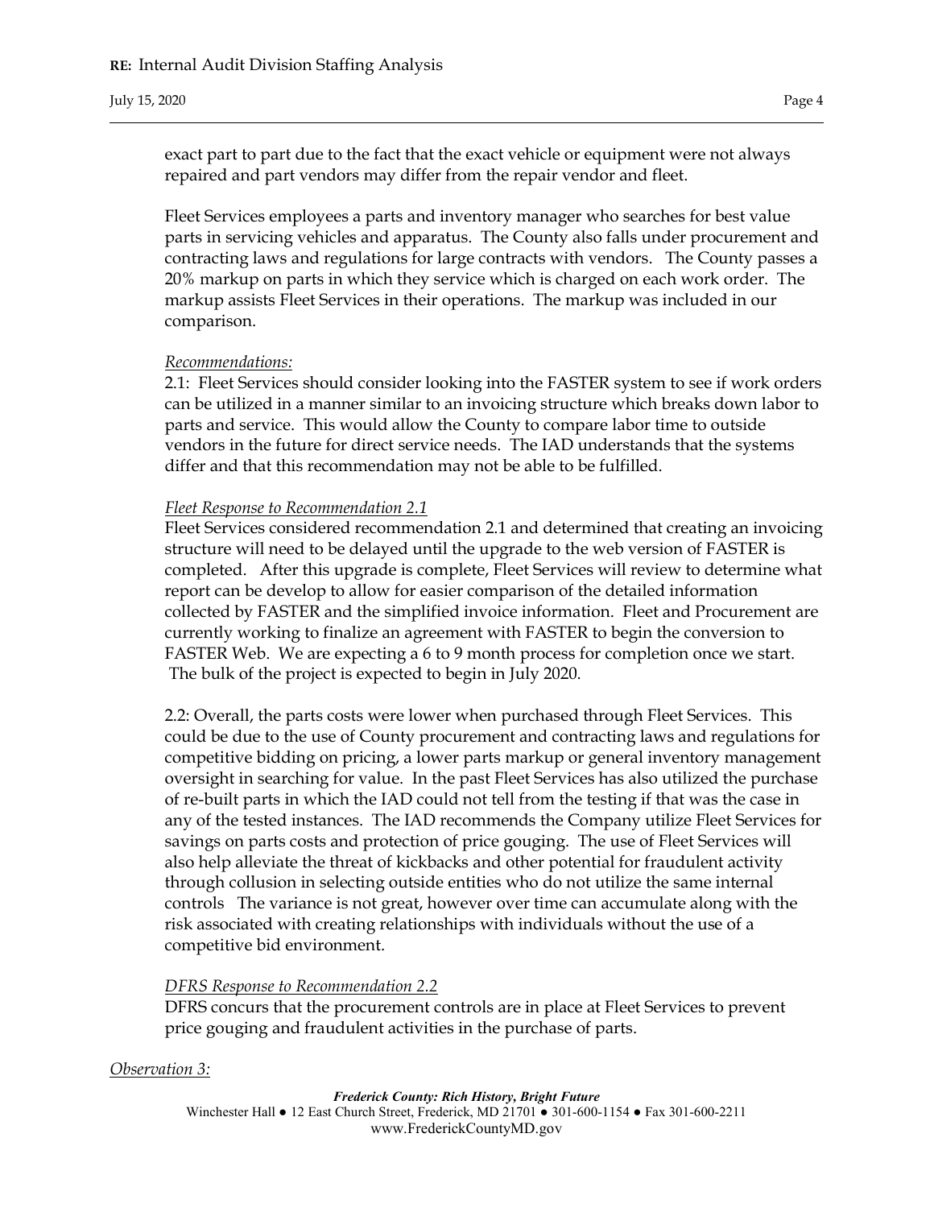exact part to part due to the fact that the exact vehicle or equipment were not always repaired and part vendors may differ from the repair vendor and fleet.

Fleet Services employees a parts and inventory manager who searches for best value parts in servicing vehicles and apparatus. The County also falls under procurement and contracting laws and regulations for large contracts with vendors. The County passes a 20% markup on parts in which they service which is charged on each work order. The markup assists Fleet Services in their operations. The markup was included in our comparison.

*Recommendations:*

2.1: Fleet Services should consider looking into the FASTER system to see if work orders can be utilized in a manner similar to an invoicing structure which breaks down labor to parts and service. This would allow the County to compare labor time to outside vendors in the future for direct service needs. The IAD understands that the systems differ and that this recommendation may not be able to be fulfilled.

*Fleet Response to Recommendation 2.1*

Fleet Services considered recommendation 2.1 and determined that creating an invoicing structure will need to be delayed until the upgrade to the web version of FASTER is completed. After this upgrade is complete, Fleet Services will review to determine what report can be develop to allow for easier comparison of the detailed information collected by FASTER and the simplified invoice information. Fleet and Procurement are currently working to finalize an agreement with FASTER to begin the conversion to FASTER Web. We are expecting a 6 to 9 month process for completion once we start. The bulk of the project is expected to begin in July 2020.

2.2: Overall, the parts costs were lower when purchased through Fleet Services. This could be due to the use of County procurement and contracting laws and regulations for competitive bidding on pricing, a lower parts markup or general inventory management oversight in searching for value. In the past Fleet Services has also utilized the purchase of re-built parts in which the IAD could not tell from the testing if that was the case in any of the tested instances. The IAD recommends the Company utilize Fleet Services for savings on parts costs and protection of price gouging. The use of Fleet Services will also help alleviate the threat of kickbacks and other potential for fraudulent activity through collusion in selecting outside entities who do not utilize the same internal controls The variance is not great, however over time can accumulate along with the risk associated with creating relationships with individuals without the use of a competitive bid environment.

*DFRS Response to Recommendation 2.2*

DFRS concurs that the procurement controls are in place at Fleet Services to prevent price gouging and fraudulent activities in the purchase of parts.

*Observation 3:*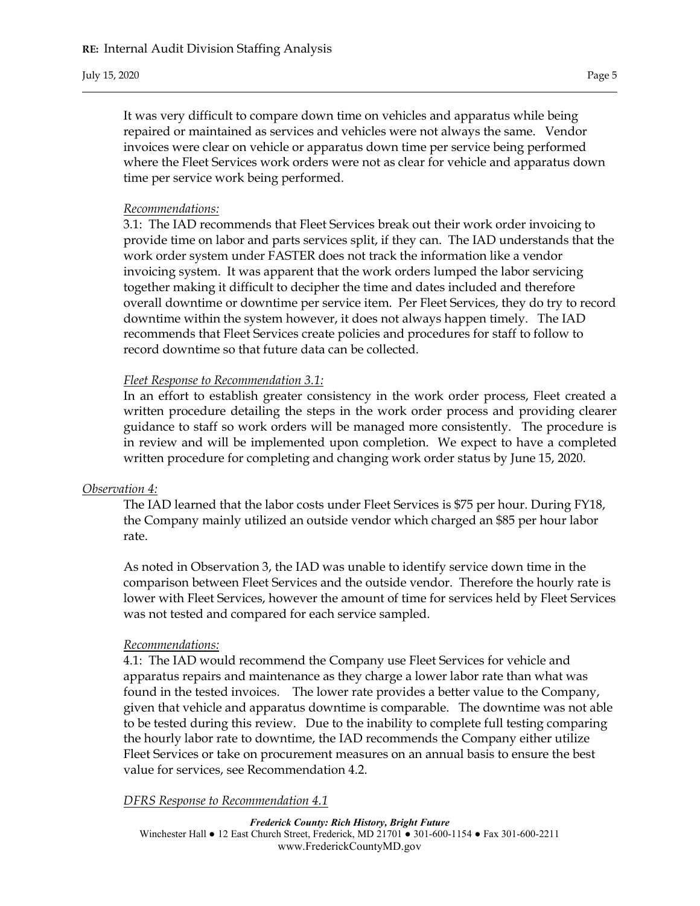It was very difficult to compare down time on vehicles and apparatus while being repaired or maintained as services and vehicles were not always the same. Vendor invoices were clear on vehicle or apparatus down time per service being performed where the Fleet Services work orders were not as clear for vehicle and apparatus down time per service work being performed.

*Recommendations:*

3.1: The IAD recommends that Fleet Services break out their work order invoicing to provide time on labor and parts services split, if they can. The IAD understands that the work order system under FASTER does not track the information like a vendor invoicing system. It was apparent that the work orders lumped the labor servicing together making it difficult to decipher the time and dates included and therefore overall downtime or downtime per service item. Per Fleet Services, they do try to record downtime within the system however, it does not always happen timely. The IAD recommends that Fleet Services create policies and procedures for staff to follow to record downtime so that future data can be collected.

*Fleet Response to Recommendation 3.1:*

In an effort to establish greater consistency in the work order process, Fleet created a written procedure detailing the steps in the work order process and providing clearer guidance to staff so work orders will be managed more consistently. The procedure is in review and will be implemented upon completion. We expect to have a completed written procedure for completing and changing work order status by June 15, 2020.

*Observation 4:*

The IAD learned that the labor costs under Fleet Services is $75 per hour. During FY18, the Company mainly utilized an outside vendor which charged an $85 per hour labor rate.

As noted in Observation 3, the IAD was unable to identify service down time in the comparison between Fleet Services and the outside vendor. Therefore the hourly rate is lower with Fleet Services, however the amount of time for services held by Fleet Services was not tested and compared for each service sampled.

*Recommendations:*

4.1: The IAD would recommend the Company use Fleet Services for vehicle and apparatus repairs and maintenance as they charge a lower labor rate than what was found in the tested invoices. The lower rate provides a better value to the Company, given that vehicle and apparatus downtime is comparable. The downtime was not able to be tested during this review. Due to the inability to complete full testing comparing the hourly labor rate to downtime, the IAD recommends the Company either utilize Fleet Services or take on procurement measures on an annual basis to ensure the best value for services, see Recommendation 4.2.

*DFRS Response to Recommendation 4.1*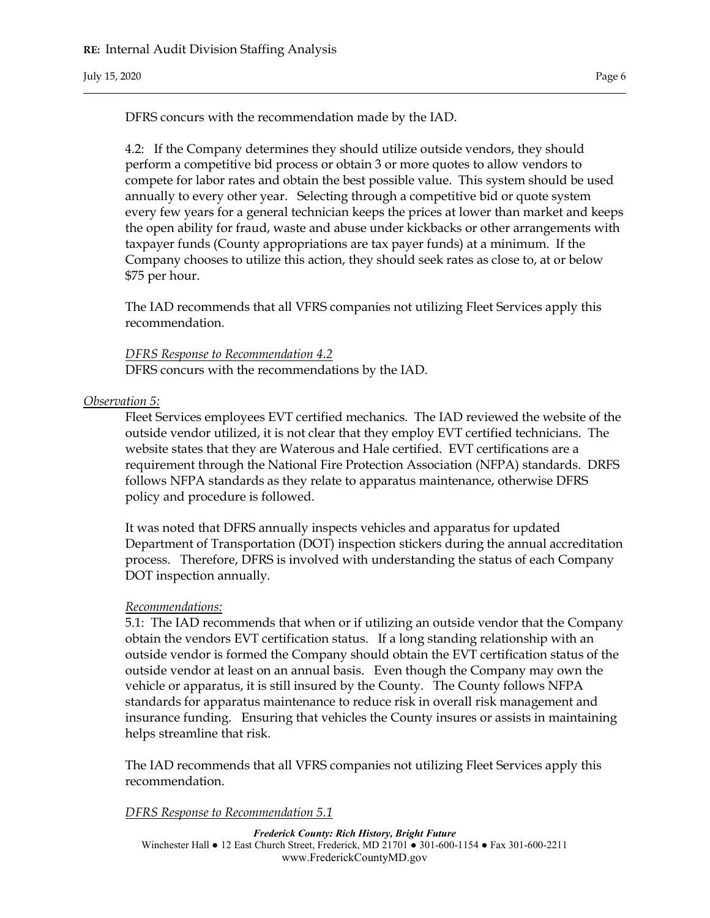DFRS concurs with the recommendation made by the IAD.

4.2: If the Company determines they should utilize outside vendors, they should perform a competitive bid process or obtain 3 or more quotes to allow vendors to compete for labor rates and obtain the best possible value. This system should be used annually to every other year. Selecting through a competitive bid or quote system every few years for a general technician keeps the prices at lower than market and keeps the open ability for fraud, waste and abuse under kickbacks or other arrangements with taxpayer funds (County appropriations are tax payer funds) at a minimum. If the Company chooses to utilize this action, they should seek rates as close to, at or below $75 per hour.

The IAD recommends that all VFRS companies not utilizing Fleet Services apply this recommendation.

*DFRS Response to Recommendation 4.2*
DFRS concurs with the recommendations by the IAD.

*Observation 5:*

Fleet Services employees EVT certified mechanics. The IAD reviewed the website of the outside vendor utilized, it is not clear that they employ EVT certified technicians. The website states that they are Waterous and Hale certified. EVT certifications are a requirement through the National Fire Protection Association (NFPA) standards. DRFS follows NFPA standards as they relate to apparatus maintenance, otherwise DFRS policy and procedure is followed.

It was noted that DFRS annually inspects vehicles and apparatus for updated Department of Transportation (DOT) inspection stickers during the annual accreditation process. Therefore, DFRS is involved with understanding the status of each Company DOT inspection annually.

*Recommendations:*

5.1: The IAD recommends that when or if utilizing an outside vendor that the Company obtain the vendors EVT certification status. If a long standing relationship with an outside vendor is formed the Company should obtain the EVT certification status of the outside vendor at least on an annual basis. Even though the Company may own the vehicle or apparatus, it is still insured by the County. The County follows NFPA standards for apparatus maintenance to reduce risk in overall risk management and insurance funding. Ensuring that vehicles the County insures or assists in maintaining helps streamline that risk.

The IAD recommends that all VFRS companies not utilizing Fleet Services apply this recommendation.

*DFRS Response to Recommendation 5.1*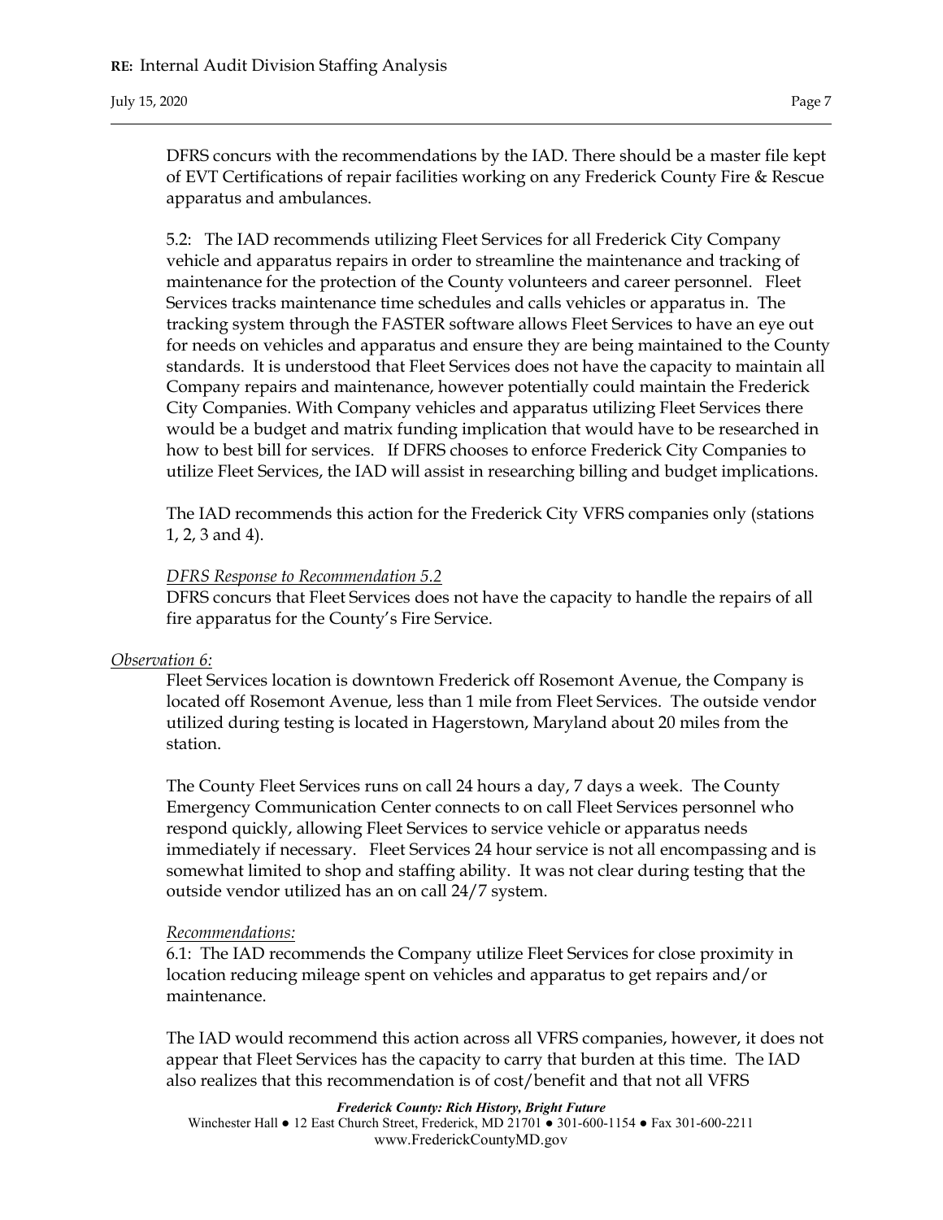DFRS concurs with the recommendations by the IAD. There should be a master file kept of EVT Certifications of repair facilities working on any Frederick County Fire & Rescue apparatus and ambulances.

5.2: The IAD recommends utilizing Fleet Services for all Frederick City Company vehicle and apparatus repairs in order to streamline the maintenance and tracking of maintenance for the protection of the County volunteers and career personnel. Fleet Services tracks maintenance time schedules and calls vehicles or apparatus in. The tracking system through the FASTER software allows Fleet Services to have an eye out for needs on vehicles and apparatus and ensure they are being maintained to the County standards. It is understood that Fleet Services does not have the capacity to maintain all Company repairs and maintenance, however potentially could maintain the Frederick City Companies. With Company vehicles and apparatus utilizing Fleet Services there would be a budget and matrix funding implication that would have to be researched in how to best bill for services. If DFRS chooses to enforce Frederick City Companies to utilize Fleet Services, the IAD will assist in researching billing and budget implications.

The IAD recommends this action for the Frederick City VFRS companies only (stations 1, 2, 3 and 4).

_DFRS Response to Recommendation 5.2_

DFRS concurs that Fleet Services does not have the capacity to handle the repairs of all fire apparatus for the County's Fire Service.

_Observation 6:_

Fleet Services location is downtown Frederick off Rosemont Avenue, the Company is located off Rosemont Avenue, less than 1 mile from Fleet Services. The outside vendor utilized during testing is located in Hagerstown, Maryland about 20 miles from the station.

The County Fleet Services runs on call 24 hours a day, 7 days a week. The County Emergency Communication Center connects to on call Fleet Services personnel who respond quickly, allowing Fleet Services to service vehicle or apparatus needs immediately if necessary. Fleet Services 24 hour service is not all encompassing and is somewhat limited to shop and staffing ability. It was not clear during testing that the outside vendor utilized has an on call 24/7 system.

_Recommendations:_

6.1: The IAD recommends the Company utilize Fleet Services for close proximity in location reducing mileage spent on vehicles and apparatus to get repairs and/or maintenance.

The IAD would recommend this action across all VFRS companies, however, it does not appear that Fleet Services has the capacity to carry that burden at this time. The IAD also realizes that this recommendation is of cost/benefit and that not all VFRS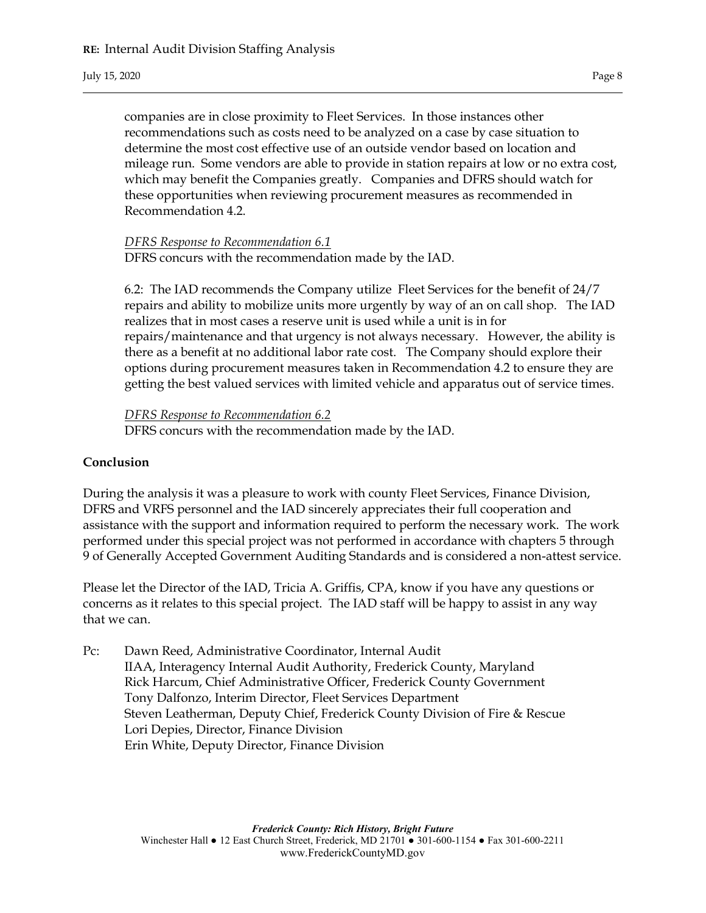companies are in close proximity to Fleet Services. In those instances other recommendations such as costs need to be analyzed on a case by case situation to determine the most cost effective use of an outside vendor based on location and mileage run. Some vendors are able to provide in station repairs at low or no extra cost, which may benefit the Companies greatly. Companies and DFRS should watch for these opportunities when reviewing procurement measures as recommended in Recommendation 4.2.

*DFRS Response to Recommendation 6.1*
DFRS concurs with the recommendation made by the IAD.

6.2: The IAD recommends the Company utilize Fleet Services for the benefit of 24/7 repairs and ability to mobilize units more urgently by way of an on call shop. The IAD realizes that in most cases a reserve unit is used while a unit is in for repairs/maintenance and that urgency is not always necessary. However, the ability is there as a benefit at no additional labor rate cost. The Company should explore their options during procurement measures taken in Recommendation 4.2 to ensure they are getting the best valued services with limited vehicle and apparatus out of service times.

*DFRS Response to Recommendation 6.2*
DFRS concurs with the recommendation made by the IAD.

**Conclusion**

During the analysis it was a pleasure to work with county Fleet Services, Finance Division, DFRS and VRFS personnel and the IAD sincerely appreciates their full cooperation and assistance with the support and information required to perform the necessary work. The work performed under this special project was not performed in accordance with chapters 5 through 9 of Generally Accepted Government Auditing Standards and is considered a non-attest service.

Please let the Director of the IAD, Tricia A. Griffis, CPA, know if you have any questions or concerns as it relates to this special project. The IAD staff will be happy to assist in any way that we can.

Pc: Dawn Reed, Administrative Coordinator, Internal Audit
IIAA, Interagency Internal Audit Authority, Frederick County, Maryland
Rick Harcum, Chief Administrative Officer, Frederick County Government
Tony Dalfonzo, Interim Director, Fleet Services Department
Steven Leatherman, Deputy Chief, Frederick County Division of Fire & Rescue
Lori Depies, Director, Finance Division
Erin White, Deputy Director, Finance Division